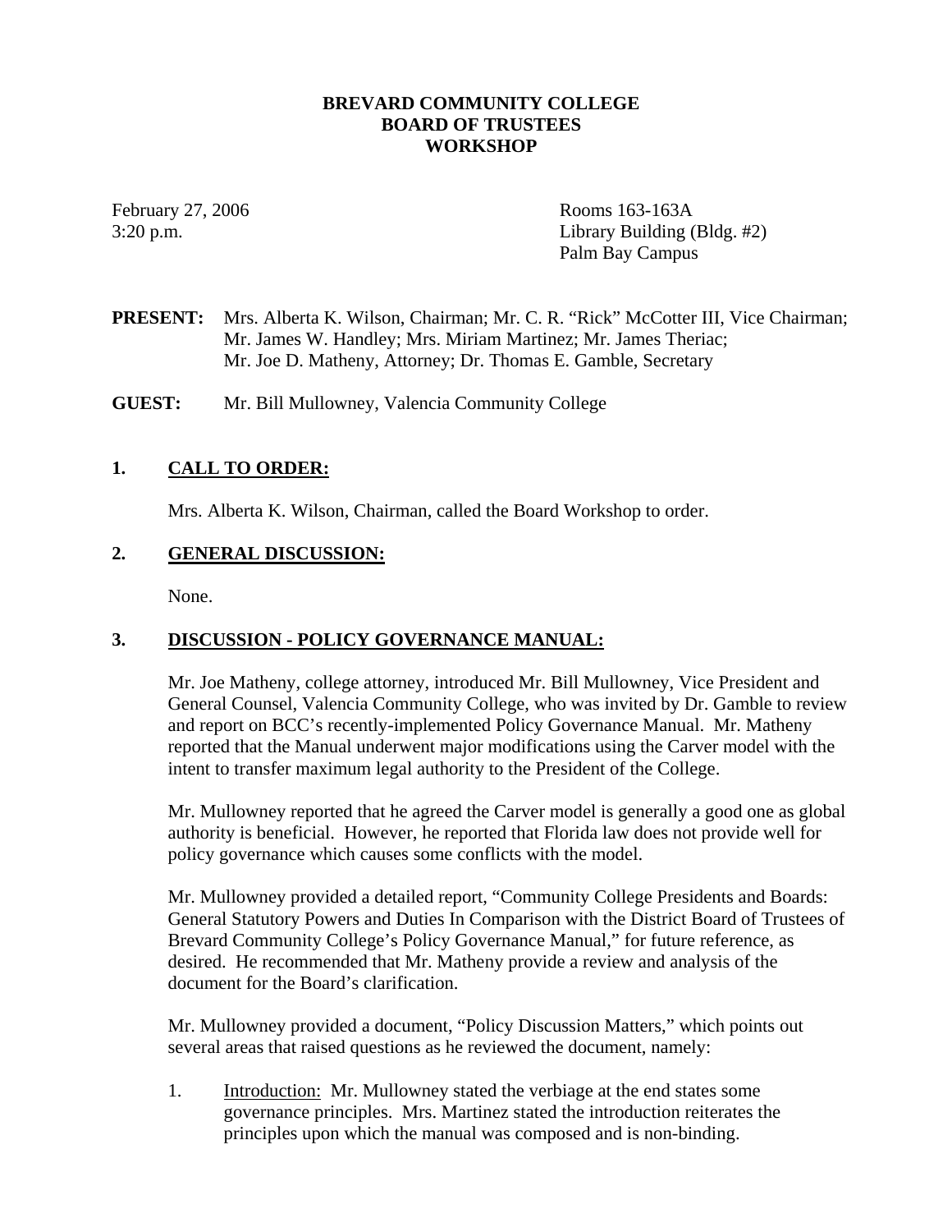**BREVARD COMMUNITY COLLEGE**
**BOARD OF TRUSTEES**
**WORKSHOP**

February 27, 2006
3:20 p.m.

Rooms 163-163A
Library Building (Bldg. #2)
Palm Bay Campus

**PRESENT:** Mrs. Alberta K. Wilson, Chairman; Mr. C. R. "Rick" McCotter III, Vice Chairman; Mr. James W. Handley; Mrs. Miriam Martinez; Mr. James Theriac; Mr. Joe D. Matheny, Attorney; Dr. Thomas E. Gamble, Secretary

**GUEST:** Mr. Bill Mullowney, Valencia Community College

## 1. CALL TO ORDER:

Mrs. Alberta K. Wilson, Chairman, called the Board Workshop to order.

## 2. GENERAL DISCUSSION:

None.

## 3. DISCUSSION - POLICY GOVERNANCE MANUAL:

Mr. Joe Matheny, college attorney, introduced Mr. Bill Mullowney, Vice President and General Counsel, Valencia Community College, who was invited by Dr. Gamble to review and report on BCC's recently-implemented Policy Governance Manual. Mr. Matheny reported that the Manual underwent major modifications using the Carver model with the intent to transfer maximum legal authority to the President of the College.

Mr. Mullowney reported that he agreed the Carver model is generally a good one as global authority is beneficial. However, he reported that Florida law does not provide well for policy governance which causes some conflicts with the model.

Mr. Mullowney provided a detailed report, "Community College Presidents and Boards: General Statutory Powers and Duties In Comparison with the District Board of Trustees of Brevard Community College's Policy Governance Manual," for future reference, as desired. He recommended that Mr. Matheny provide a review and analysis of the document for the Board's clarification.

Mr. Mullowney provided a document, "Policy Discussion Matters," which points out several areas that raised questions as he reviewed the document, namely:

1. Introduction: Mr. Mullowney stated the verbiage at the end states some governance principles. Mrs. Martinez stated the introduction reiterates the principles upon which the manual was composed and is non-binding.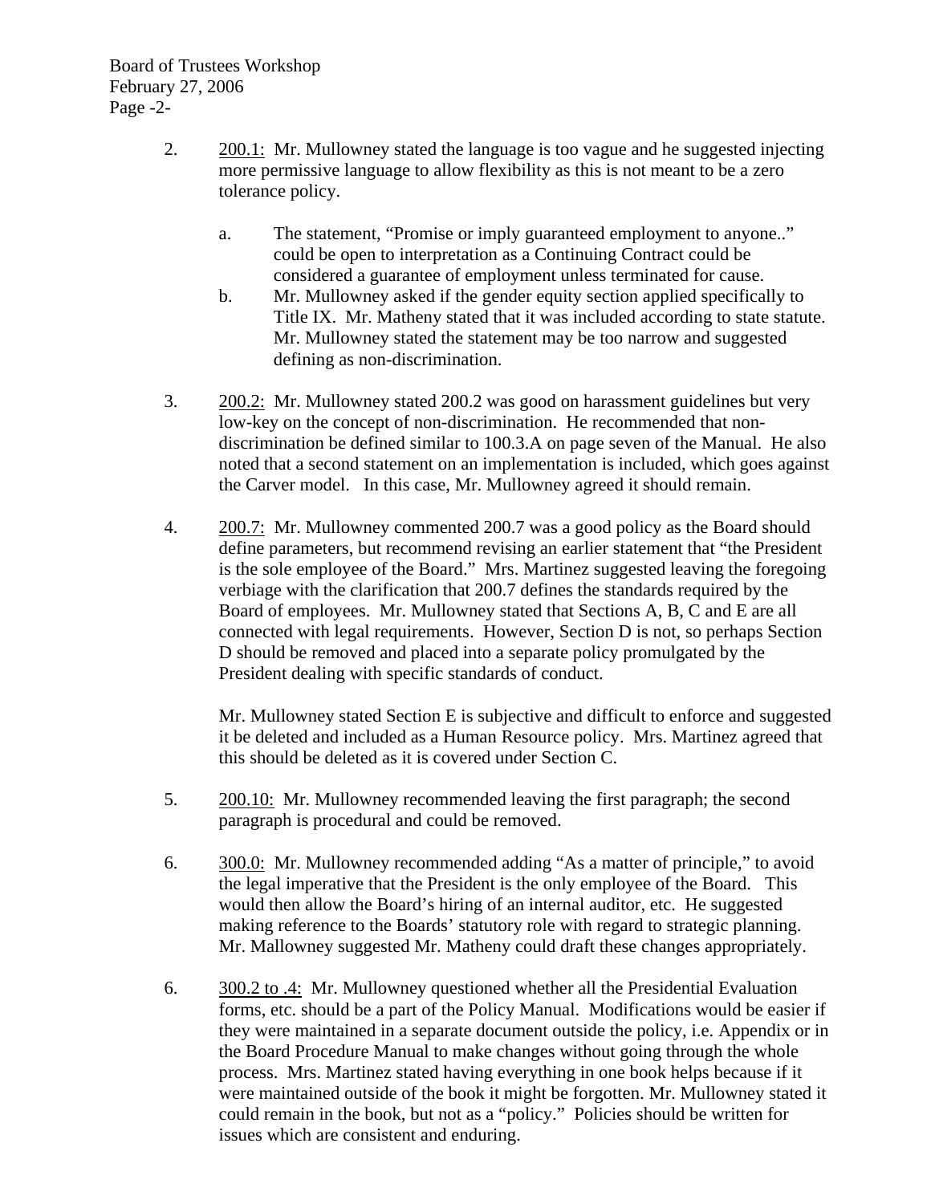2. <u>200.1:</u> Mr. Mullowney stated the language is too vague and he suggested injecting more permissive language to allow flexibility as this is not meant to be a zero tolerance policy.

   a. The statement, "Promise or imply guaranteed employment to anyone.." could be open to interpretation as a Continuing Contract could be considered a guarantee of employment unless terminated for cause.

   b. Mr. Mullowney asked if the gender equity section applied specifically to Title IX. Mr. Matheny stated that it was included according to state statute. Mr. Mullowney stated the statement may be too narrow and suggested defining as non-discrimination.

3. <u>200.2:</u> Mr. Mullowney stated 200.2 was good on harassment guidelines but very low-key on the concept of non-discrimination. He recommended that non-discrimination be defined similar to 100.3.A on page seven of the Manual. He also noted that a second statement on an implementation is included, which goes against the Carver model. In this case, Mr. Mullowney agreed it should remain.

4. <u>200.7:</u> Mr. Mullowney commented 200.7 was a good policy as the Board should define parameters, but recommend revising an earlier statement that "the President is the sole employee of the Board." Mrs. Martinez suggested leaving the foregoing verbiage with the clarification that 200.7 defines the standards required by the Board of employees. Mr. Mullowney stated that Sections A, B, C and E are all connected with legal requirements. However, Section D is not, so perhaps Section D should be removed and placed into a separate policy promulgated by the President dealing with specific standards of conduct.

   Mr. Mullowney stated Section E is subjective and difficult to enforce and suggested it be deleted and included as a Human Resource policy. Mrs. Martinez agreed that this should be deleted as it is covered under Section C.

5. <u>200.10:</u> Mr. Mullowney recommended leaving the first paragraph; the second paragraph is procedural and could be removed.

6. <u>300.0:</u> Mr. Mullowney recommended adding "As a matter of principle," to avoid the legal imperative that the President is the only employee of the Board. This would then allow the Board's hiring of an internal auditor, etc. He suggested making reference to the Boards' statutory role with regard to strategic planning. Mr. Mallowney suggested Mr. Matheny could draft these changes appropriately.

6. <u>300.2 to .4:</u> Mr. Mullowney questioned whether all the Presidential Evaluation forms, etc. should be a part of the Policy Manual. Modifications would be easier if they were maintained in a separate document outside the policy, i.e. Appendix or in the Board Procedure Manual to make changes without going through the whole process. Mrs. Martinez stated having everything in one book helps because if it were maintained outside of the book it might be forgotten. Mr. Mullowney stated it could remain in the book, but not as a "policy." Policies should be written for issues which are consistent and enduring.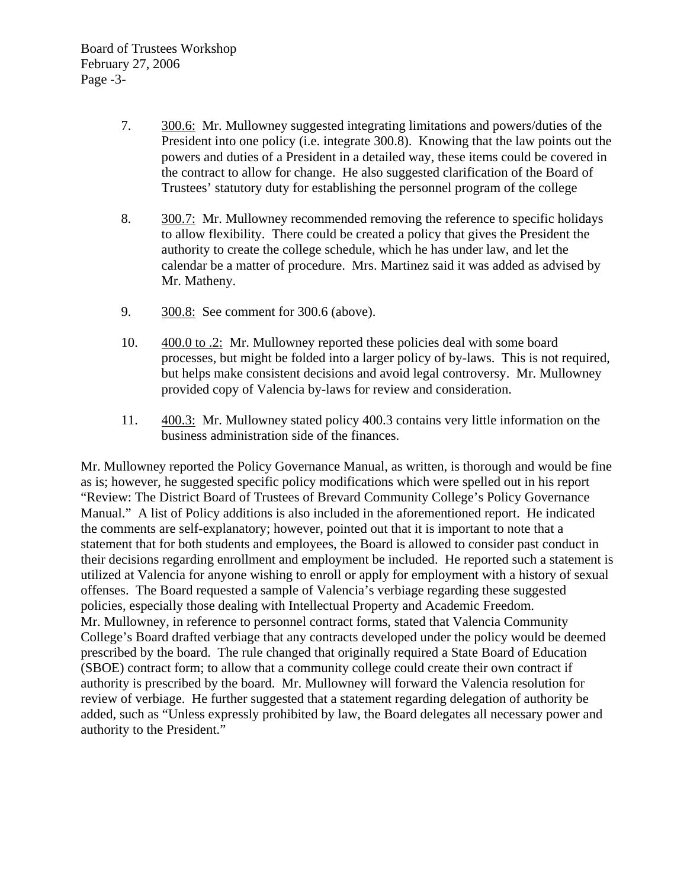7. 300.6: Mr. Mullowney suggested integrating limitations and powers/duties of the President into one policy (i.e. integrate 300.8). Knowing that the law points out the powers and duties of a President in a detailed way, these items could be covered in the contract to allow for change. He also suggested clarification of the Board of Trustees' statutory duty for establishing the personnel program of the college

8. 300.7: Mr. Mullowney recommended removing the reference to specific holidays to allow flexibility. There could be created a policy that gives the President the authority to create the college schedule, which he has under law, and let the calendar be a matter of procedure. Mrs. Martinez said it was added as advised by Mr. Matheny.

9. 300.8: See comment for 300.6 (above).

10. 400.0 to .2: Mr. Mullowney reported these policies deal with some board processes, but might be folded into a larger policy of by-laws. This is not required, but helps make consistent decisions and avoid legal controversy. Mr. Mullowney provided copy of Valencia by-laws for review and consideration.

11. 400.3: Mr. Mullowney stated policy 400.3 contains very little information on the business administration side of the finances.

Mr. Mullowney reported the Policy Governance Manual, as written, is thorough and would be fine as is; however, he suggested specific policy modifications which were spelled out in his report "Review: The District Board of Trustees of Brevard Community College's Policy Governance Manual." A list of Policy additions is also included in the aforementioned report. He indicated the comments are self-explanatory; however, pointed out that it is important to note that a statement that for both students and employees, the Board is allowed to consider past conduct in their decisions regarding enrollment and employment be included. He reported such a statement is utilized at Valencia for anyone wishing to enroll or apply for employment with a history of sexual offenses. The Board requested a sample of Valencia's verbiage regarding these suggested policies, especially those dealing with Intellectual Property and Academic Freedom. Mr. Mullowney, in reference to personnel contract forms, stated that Valencia Community College's Board drafted verbiage that any contracts developed under the policy would be deemed prescribed by the board. The rule changed that originally required a State Board of Education (SBOE) contract form; to allow that a community college could create their own contract if authority is prescribed by the board. Mr. Mullowney will forward the Valencia resolution for review of verbiage. He further suggested that a statement regarding delegation of authority be added, such as "Unless expressly prohibited by law, the Board delegates all necessary power and authority to the President."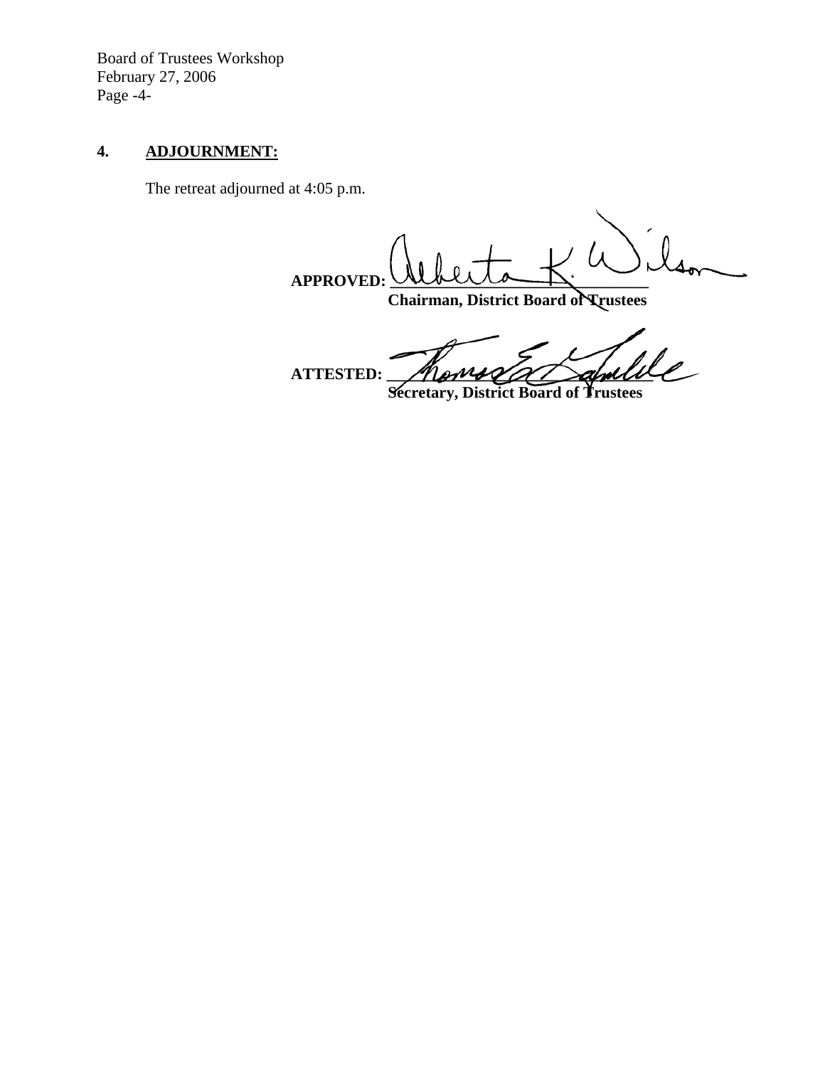## 4. ADJOURNMENT:

The retreat adjourned at 4:05 p.m.

**APPROVED:** ______________________________
**Chairman, District Board of Trustees**

**ATTESTED:** ______________________________
**Secretary, District Board of Trustees**